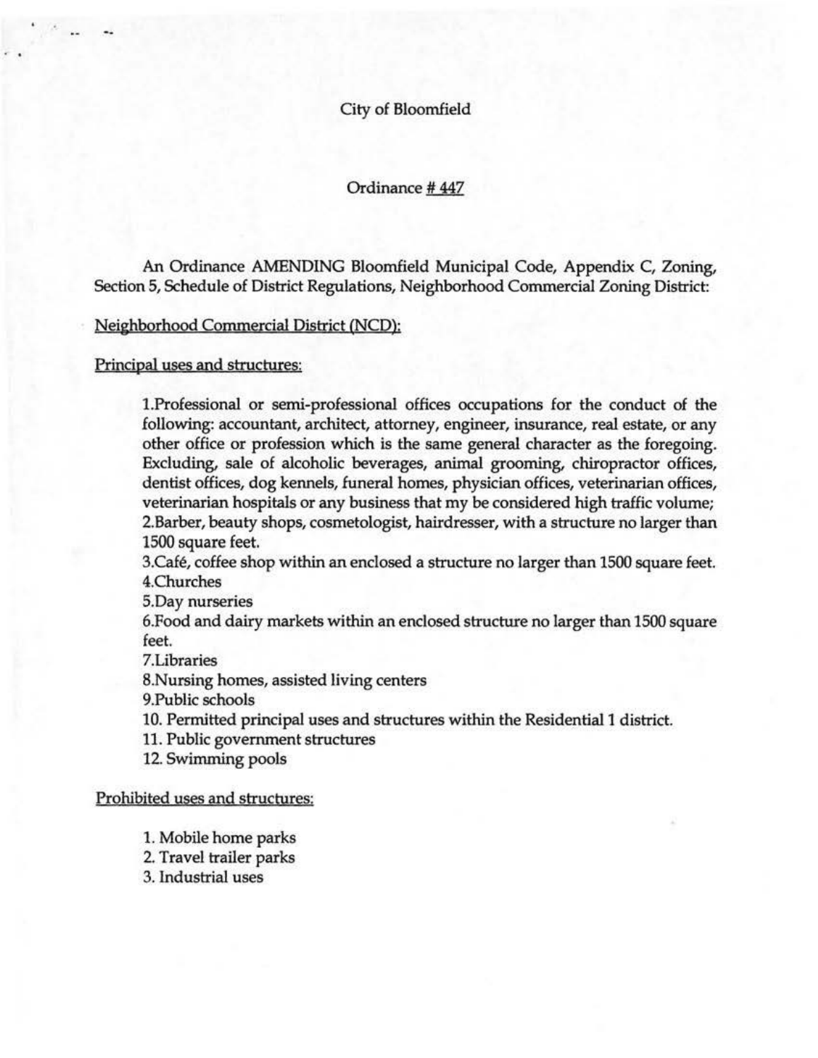City of Bloomfield

Ordinance # 447

An Ordinance AMENDING Bloomfield Municipal Code, Appendix C, Zoning, Section 5, Schedule of District Regulations, Neighborhood Commercial Zoning District:

Neighborhood Commercial District (NCD):

Principal uses and structures:

1.Professional or semi-professional offices occupations for the conduct of the following: accountant, architect, attorney, engineer, insurance, real estate, or any other office or profession which is the same general character as the foregoing. Excluding, sale of alcoholic beverages, animal grooming, chiropractor offices, dentist offices, dog kennels, funeral homes, physician offices, veterinarian offices, veterinarian hospitals or any business that my be considered high traffic volume;
2.Barber, beauty shops, cosmetologist, hairdresser, with a structure no larger than 1500 square feet.
3.Café, coffee shop within an enclosed a structure no larger than 1500 square feet.
4.Churches
5.Day nurseries
6.Food and dairy markets within an enclosed structure no larger than 1500 square feet.
7.Libraries
8.Nursing homes, assisted living centers
9.Public schools
10. Permitted principal uses and structures within the Residential 1 district.
11. Public government structures
12. Swimming pools

Prohibited uses and structures:

1. Mobile home parks
2. Travel trailer parks
3. Industrial uses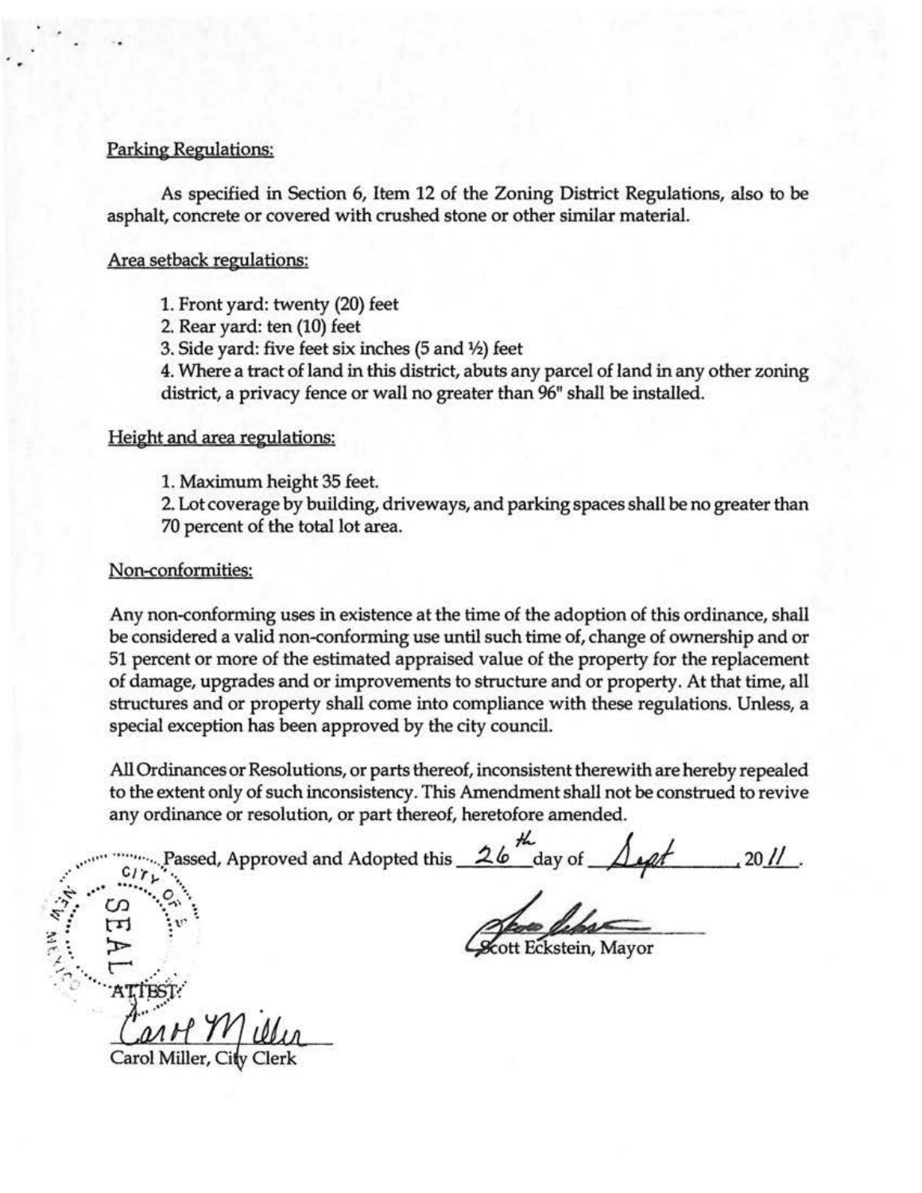Parking Regulations:

As specified in Section 6, Item 12 of the Zoning District Regulations, also to be asphalt, concrete or covered with crushed stone or other similar material.

Area setback regulations:

1. Front yard: twenty (20) feet
2. Rear yard: ten (10) feet
3. Side yard: five feet six inches (5 and ½) feet
4. Where a tract of land in this district, abuts any parcel of land in any other zoning district, a privacy fence or wall no greater than 96" shall be installed.

Height and area regulations:

1. Maximum height 35 feet.
2. Lot coverage by building, driveways, and parking spaces shall be no greater than 70 percent of the total lot area.

Non-conformities:

Any non-conforming uses in existence at the time of the adoption of this ordinance, shall be considered a valid non-conforming use until such time of, change of ownership and or 51 percent or more of the estimated appraised value of the property for the replacement of damage, upgrades and or improvements to structure and or property. At that time, all structures and or property shall come into compliance with these regulations. Unless, a special exception has been approved by the city council.

All Ordinances or Resolutions, or parts thereof, inconsistent therewith are hereby repealed to the extent only of such inconsistency. This Amendment shall not be construed to revive any ordinance or resolution, or part thereof, heretofore amended.

Passed, Approved and Adopted this 26th day of Sept, 2011.

Scott Eckstein, Mayor

ATTEST:

Carol Miller, City Clerk